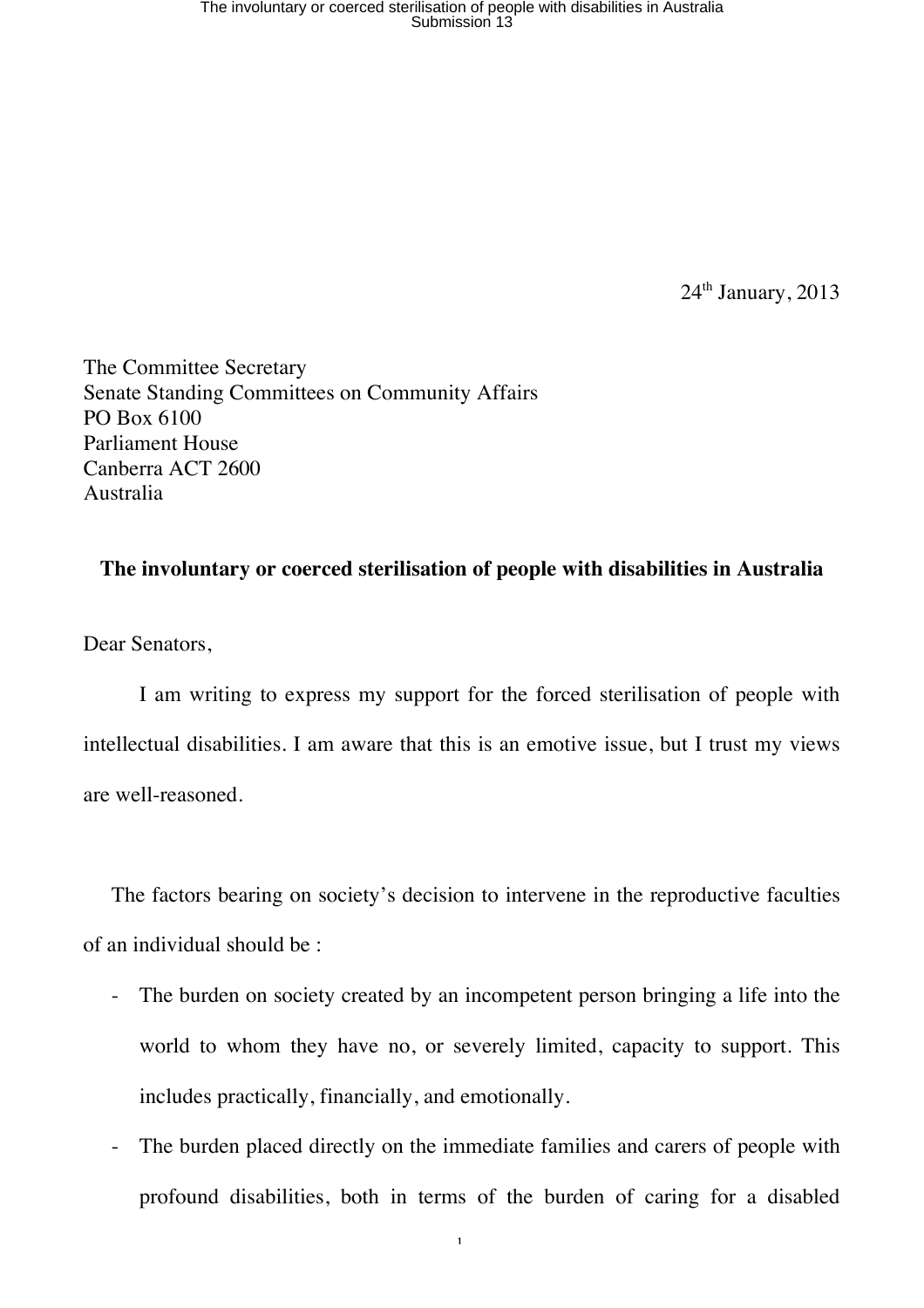24th January, 2013

The Committee Secretary
Senate Standing Committees on Community Affairs
PO Box 6100
Parliament House
Canberra ACT 2600
Australia

**The involuntary or coerced sterilisation of people with disabilities in Australia**

Dear Senators,

I am writing to express my support for the forced sterilisation of people with intellectual disabilities. I am aware that this is an emotive issue, but I trust my views are well-reasoned.

The factors bearing on society's decision to intervene in the reproductive faculties of an individual should be :

- The burden on society created by an incompetent person bringing a life into the world to whom they have no, or severely limited, capacity to support. This includes practically, financially, and emotionally.
- The burden placed directly on the immediate families and carers of people with profound disabilities, both in terms of the burden of caring for a disabled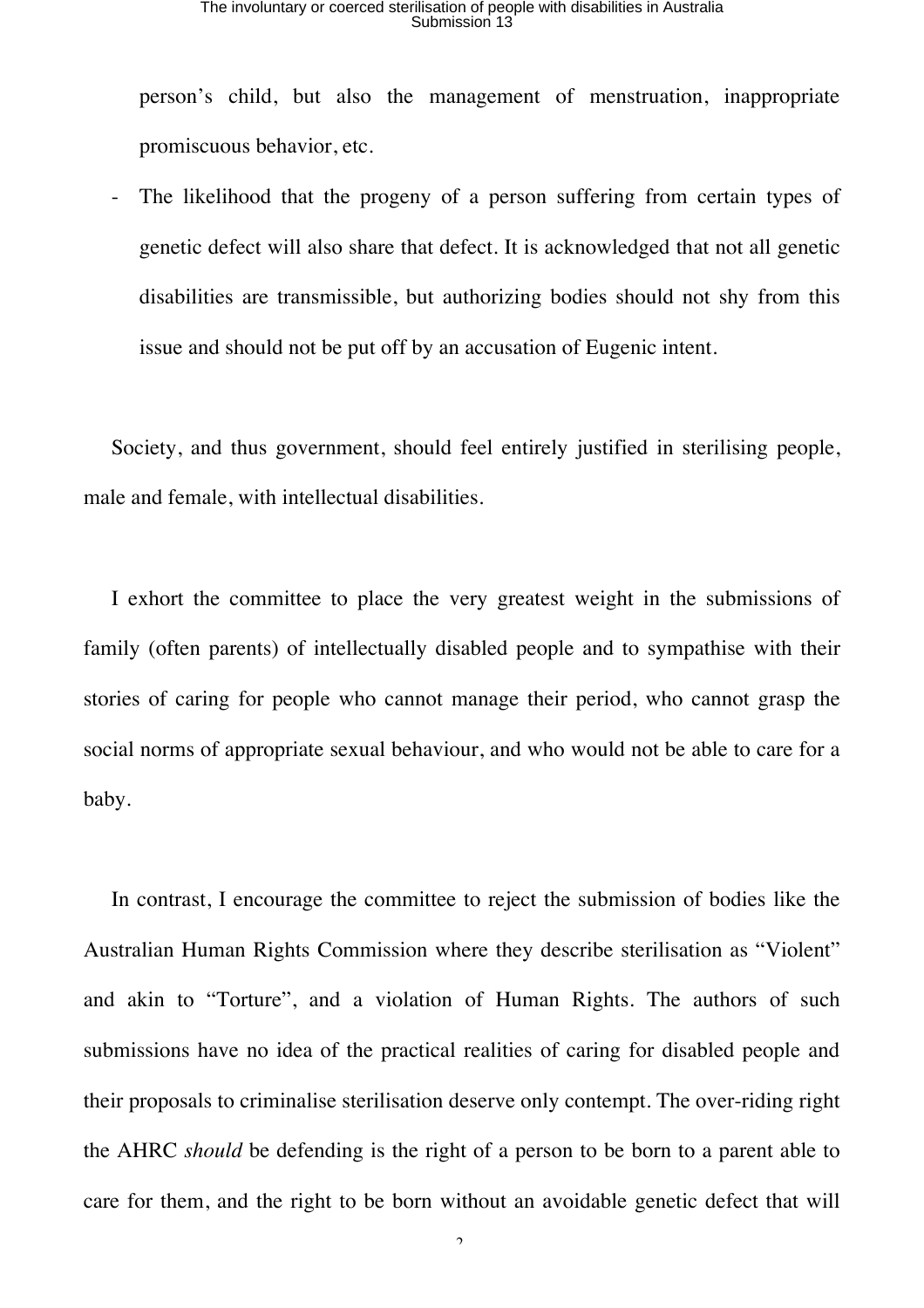person's child, but also the management of menstruation, inappropriate promiscuous behavior, etc.

- The likelihood that the progeny of a person suffering from certain types of genetic defect will also share that defect. It is acknowledged that not all genetic disabilities are transmissible, but authorizing bodies should not shy from this issue and should not be put off by an accusation of Eugenic intent.

Society, and thus government, should feel entirely justified in sterilising people, male and female, with intellectual disabilities.

I exhort the committee to place the very greatest weight in the submissions of family (often parents) of intellectually disabled people and to sympathise with their stories of caring for people who cannot manage their period, who cannot grasp the social norms of appropriate sexual behaviour, and who would not be able to care for a baby.

In contrast, I encourage the committee to reject the submission of bodies like the Australian Human Rights Commission where they describe sterilisation as "Violent" and akin to "Torture", and a violation of Human Rights. The authors of such submissions have no idea of the practical realities of caring for disabled people and their proposals to criminalise sterilisation deserve only contempt. The over-riding right the AHRC *should* be defending is the right of a person to be born to a parent able to care for them, and the right to be born without an avoidable genetic defect that will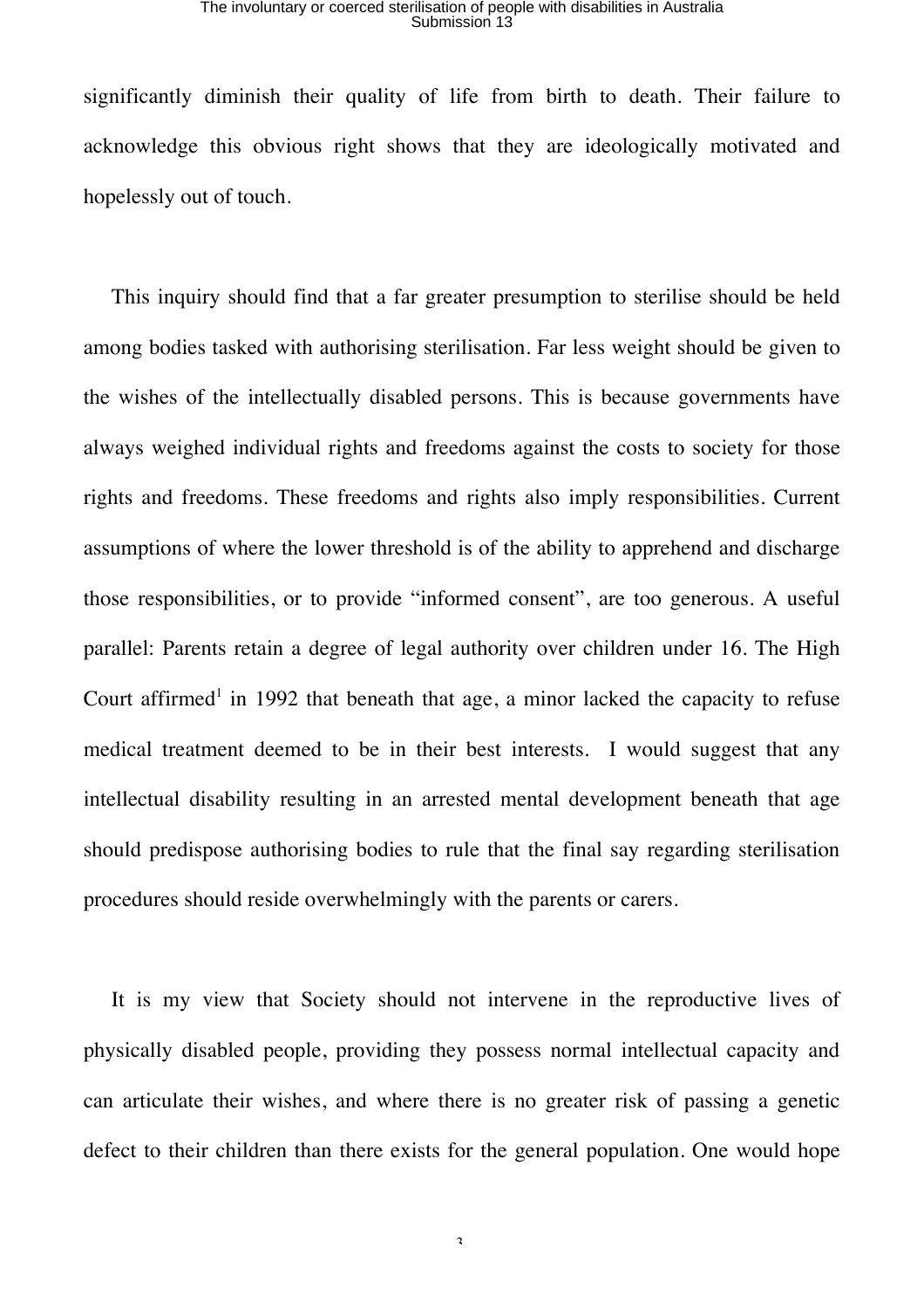significantly diminish their quality of life from birth to death. Their failure to acknowledge this obvious right shows that they are ideologically motivated and hopelessly out of touch.

This inquiry should find that a far greater presumption to sterilise should be held among bodies tasked with authorising sterilisation. Far less weight should be given to the wishes of the intellectually disabled persons. This is because governments have always weighed individual rights and freedoms against the costs to society for those rights and freedoms. These freedoms and rights also imply responsibilities. Current assumptions of where the lower threshold is of the ability to apprehend and discharge those responsibilities, or to provide "informed consent", are too generous. A useful parallel: Parents retain a degree of legal authority over children under 16. The High Court affirmed[1] in 1992 that beneath that age, a minor lacked the capacity to refuse medical treatment deemed to be in their best interests. I would suggest that any intellectual disability resulting in an arrested mental development beneath that age should predispose authorising bodies to rule that the final say regarding sterilisation procedures should reside overwhelmingly with the parents or carers.

It is my view that Society should not intervene in the reproductive lives of physically disabled people, providing they possess normal intellectual capacity and can articulate their wishes, and where there is no greater risk of passing a genetic defect to their children than there exists for the general population. One would hope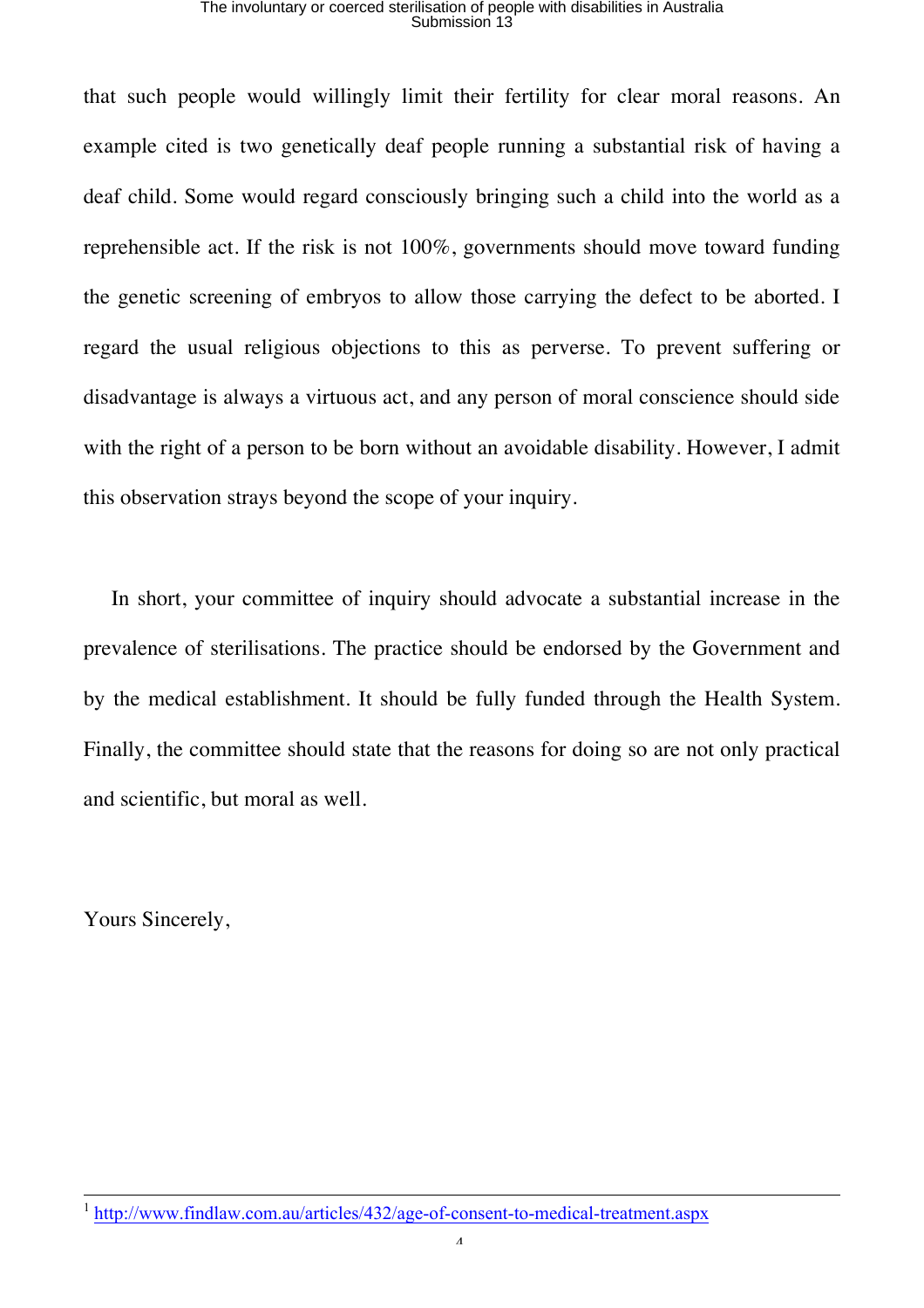that such people would willingly limit their fertility for clear moral reasons. An example cited is two genetically deaf people running a substantial risk of having a deaf child. Some would regard consciously bringing such a child into the world as a reprehensible act. If the risk is not 100%, governments should move toward funding the genetic screening of embryos to allow those carrying the defect to be aborted. I regard the usual religious objections to this as perverse. To prevent suffering or disadvantage is always a virtuous act, and any person of moral conscience should side with the right of a person to be born without an avoidable disability. However, I admit this observation strays beyond the scope of your inquiry.

In short, your committee of inquiry should advocate a substantial increase in the prevalence of sterilisations. The practice should be endorsed by the Government and by the medical establishment. It should be fully funded through the Health System. Finally, the committee should state that the reasons for doing so are not only practical and scientific, but moral as well.

Yours Sincerely,

---

[1] http://www.findlaw.com.au/articles/432/age-of-consent-to-medical-treatment.aspx